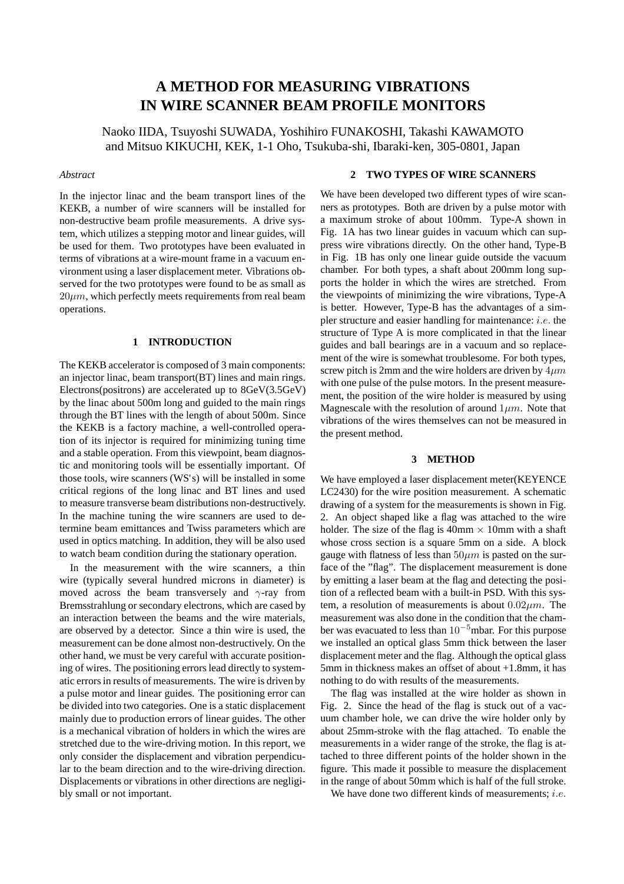# A METHOD FOR MEASURING VIBRATIONS IN WIRE SCANNER BEAM PROFILE MONITORS

Naoko IIDA, Tsuyoshi SUWADA, Yoshihiro FUNAKOSHI, Takashi KAWAMOTO and Mitsuo KIKUCHI, KEK, 1-1 Oho, Tsukuba-shi, Ibaraki-ken, 305-0801, Japan

### *Abstract*

In the injector linac and the beam transport lines of the KEKB, a number of wire scanners will be installed for non-destructive beam profile measurements. A drive system, which utilizes a stepping motor and linear guides, will be used for them. Two prototypes have been evaluated in terms of vibrations at a wire-mount frame in a vacuum environment using a laser displacement meter. Vibrations observed for the two prototypes were found to be as small as $20\mu m$, which perfectly meets requirements from real beam operations.

## 1 INTRODUCTION

The KEKB accelerator is composed of 3 main components: an injector linac, beam transport(BT) lines and main rings. Electrons(positrons) are accelerated up to 8GeV(3.5GeV) by the linac about 500m long and guided to the main rings through the BT lines with the length of about 500m. Since the KEKB is a factory machine, a well-controlled operation of its injector is required for minimizing tuning time and a stable operation. From this viewpoint, beam diagnostic and monitoring tools will be essentially important. Of those tools, wire scanners (WS's) will be installed in some critical regions of the long linac and BT lines and used to measure transverse beam distributions non-destructively. In the machine tuning the wire scanners are used to determine beam emittances and Twiss parameters which are used in optics matching. In addition, they will be also used to watch beam condition during the stationary operation.

In the measurement with the wire scanners, a thin wire (typically several hundred microns in diameter) is moved across the beam transversely and $\gamma$-ray from Bremsstrahlung or secondary electrons, which are cased by an interaction between the beams and the wire materials, are observed by a detector. Since a thin wire is used, the measurement can be done almost non-destructively. On the other hand, we must be very careful with accurate positioning of wires. The positioning errors lead directly to systematic errors in results of measurements. The wire is driven by a pulse motor and linear guides. The positioning error can be divided into two categories. One is a static displacement mainly due to production errors of linear guides. The other is a mechanical vibration of holders in which the wires are stretched due to the wire-driving motion. In this report, we only consider the displacement and vibration perpendicular to the beam direction and to the wire-driving direction. Displacements or vibrations in other directions are negligibly small or not important.

## 2 TWO TYPES OF WIRE SCANNERS

We have been developed two different types of wire scanners as prototypes. Both are driven by a pulse motor with a maximum stroke of about 100mm. Type-A shown in Fig. 1A has two linear guides in vacuum which can suppress wire vibrations directly. On the other hand, Type-B in Fig. 1B has only one linear guide outside the vacuum chamber. For both types, a shaft about 200mm long supports the holder in which the wires are stretched. From the viewpoints of minimizing the wire vibrations, Type-A is better. However, Type-B has the advantages of a simpler structure and easier handling for maintenance: $i.e.$ the structure of Type A is more complicated in that the linear guides and ball bearings are in a vacuum and so replacement of the wire is somewhat troublesome. For both types, screw pitch is 2mm and the wire holders are driven by $4\mu m$ with one pulse of the pulse motors. In the present measurement, the position of the wire holder is measured by using Magnescale with the resolution of around $1\mu m$. Note that vibrations of the wires themselves can not be measured in the present method.

## 3 METHOD

We have employed a laser displacement meter(KEYENCE LC2430) for the wire position measurement. A schematic drawing of a system for the measurements is shown in Fig. 2. An object shaped like a flag was attached to the wire holder. The size of the flag is 40mm $\times$ 10mm with a shaft whose cross section is a square 5mm on a side. A block gauge with flatness of less than $50\mu m$ is pasted on the surface of the "flag". The displacement measurement is done by emitting a laser beam at the flag and detecting the position of a reflected beam with a built-in PSD. With this system, a resolution of measurements is about $0.02\mu m$. The measurement was also done in the condition that the chamber was evacuated to less than $10^{-5}$mbar. For this purpose we installed an optical glass 5mm thick between the laser displacement meter and the flag. Although the optical glass 5mm in thickness makes an offset of about +1.8mm, it has nothing to do with results of the measurements.

The flag was installed at the wire holder as shown in Fig. 2. Since the head of the flag is stuck out of a vacuum chamber hole, we can drive the wire holder only by about 25mm-stroke with the flag attached. To enable the measurements in a wider range of the stroke, the flag is attached to three different points of the holder shown in the figure. This made it possible to measure the displacement in the range of about 50mm which is half of the full stroke.

We have done two different kinds of measurements; $i.e.$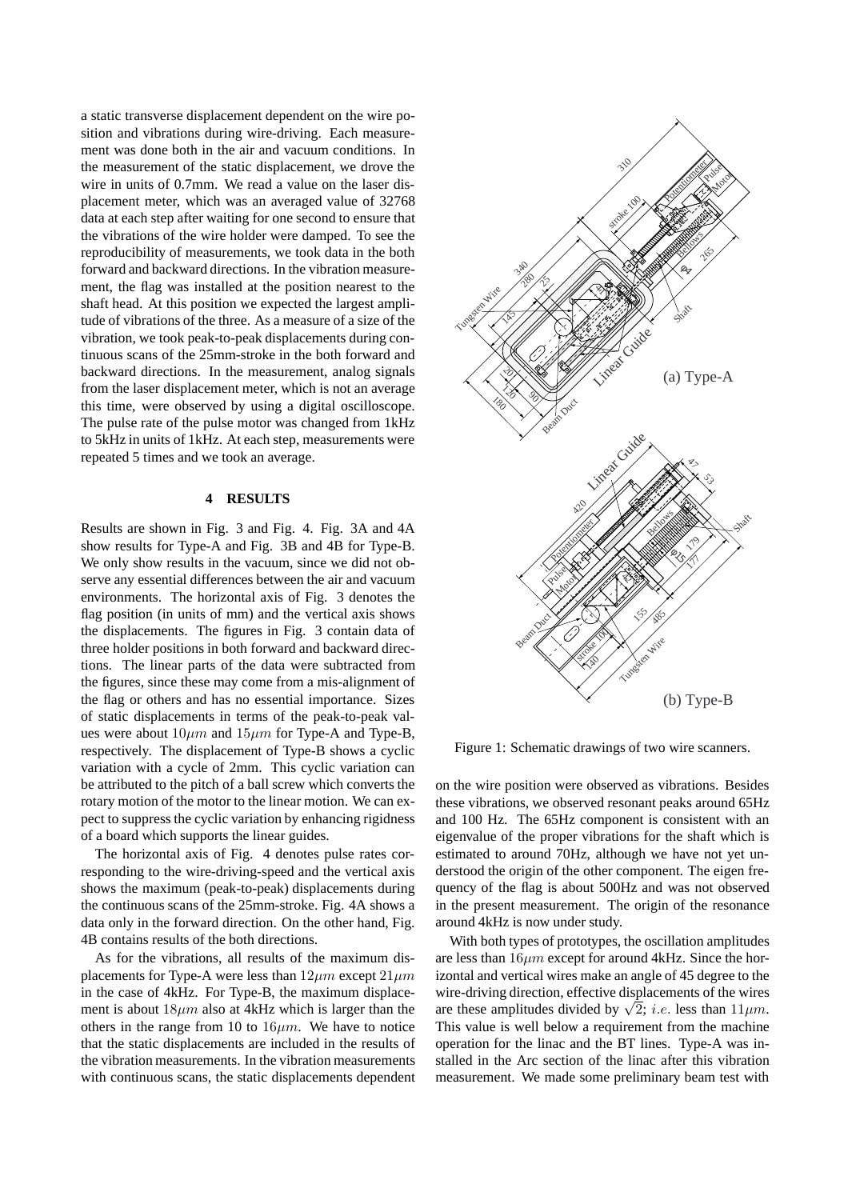a static transverse displacement dependent on the wire position and vibrations during wire-driving. Each measurement was done both in the air and vacuum conditions. In the measurement of the static displacement, we drove the wire in units of 0.7mm. We read a value on the laser displacement meter, which was an averaged value of 32768 data at each step after waiting for one second to ensure that the vibrations of the wire holder were damped. To see the reproducibility of measurements, we took data in the both forward and backward directions. In the vibration measurement, the flag was installed at the position nearest to the shaft head. At this position we expected the largest amplitude of vibrations of the three. As a measure of a size of the vibration, we took peak-to-peak displacements during continuous scans of the 25mm-stroke in the both forward and backward directions. In the measurement, analog signals from the laser displacement meter, which is not an average this time, were observed by using a digital oscilloscope. The pulse rate of the pulse motor was changed from 1kHz to 5kHz in units of 1kHz. At each step, measurements were repeated 5 times and we took an average.

## 4 RESULTS

Results are shown in Fig. 3 and Fig. 4. Fig. 3A and 4A show results for Type-A and Fig. 3B and 4B for Type-B. We only show results in the vacuum, since we did not observe any essential differences between the air and vacuum environments. The horizontal axis of Fig. 3 denotes the flag position (in units of mm) and the vertical axis shows the displacements. The figures in Fig. 3 contain data of three holder positions in both forward and backward directions. The linear parts of the data were subtracted from the figures, since these may come from a mis-alignment of the flag or others and has no essential importance. Sizes of static displacements in terms of the peak-to-peak values were about $10\mu m$ and $15\mu m$ for Type-A and Type-B, respectively. The displacement of Type-B shows a cyclic variation with a cycle of 2mm. This cyclic variation can be attributed to the pitch of a ball screw which converts the rotary motion of the motor to the linear motion. We can expect to suppress the cyclic variation by enhancing rigidness of a board which supports the linear guides.

The horizontal axis of Fig. 4 denotes pulse rates corresponding to the wire-driving-speed and the vertical axis shows the maximum (peak-to-peak) displacements during the continuous scans of the 25mm-stroke. Fig. 4A shows a data only in the forward direction. On the other hand, Fig. 4B contains results of the both directions.

As for the vibrations, all results of the maximum displacements for Type-A were less than $12\mu m$ except $21\mu m$ in the case of 4kHz. For Type-B, the maximum displacement is about $18\mu m$ also at 4kHz which is larger than the others in the range from 10 to $16\mu m$. We have to notice that the static displacements are included in the results of the vibration measurements. In the vibration measurements with continuous scans, the static displacements dependent on the wire position were observed as vibrations. Besides these vibrations, we observed resonant peaks around 65Hz and 100 Hz. The 65Hz component is consistent with an eigenvalue of the proper vibrations for the shaft which is estimated to around 70Hz, although we have not yet understood the origin of the other component. The eigen frequency of the flag is about 500Hz and was not observed in the present measurement. The origin of the resonance around 4kHz is now under study.

With both types of prototypes, the oscillation amplitudes are less than $16\mu m$ except for around 4kHz. Since the horizontal and vertical wires make an angle of 45 degree to the wire-driving direction, effective displacements of the wires are these amplitudes divided by $\sqrt{2}$; *i.e.* less than $11\mu m$. This value is well below a requirement from the machine operation for the linac and the BT lines. Type-A was installed in the Arc section of the linac after this vibration measurement. We made some preliminary beam test with

310
stroke 100
Potentiometer
Pulse Motor
340
280
25
Tungsten Wire
145
Bellows
265
Shaft
Linear Guide
20
120
180
90
Beam Duct
(a) Type-A

Linear Guide
47
53
420
Potentiometer
Pulse Motor
Bellows
Shaft
179
177
Beam Duct
155
485
stroke 100
140
Tungsten Wire
(b) Type-B

Figure 1: Schematic drawings of two wire scanners.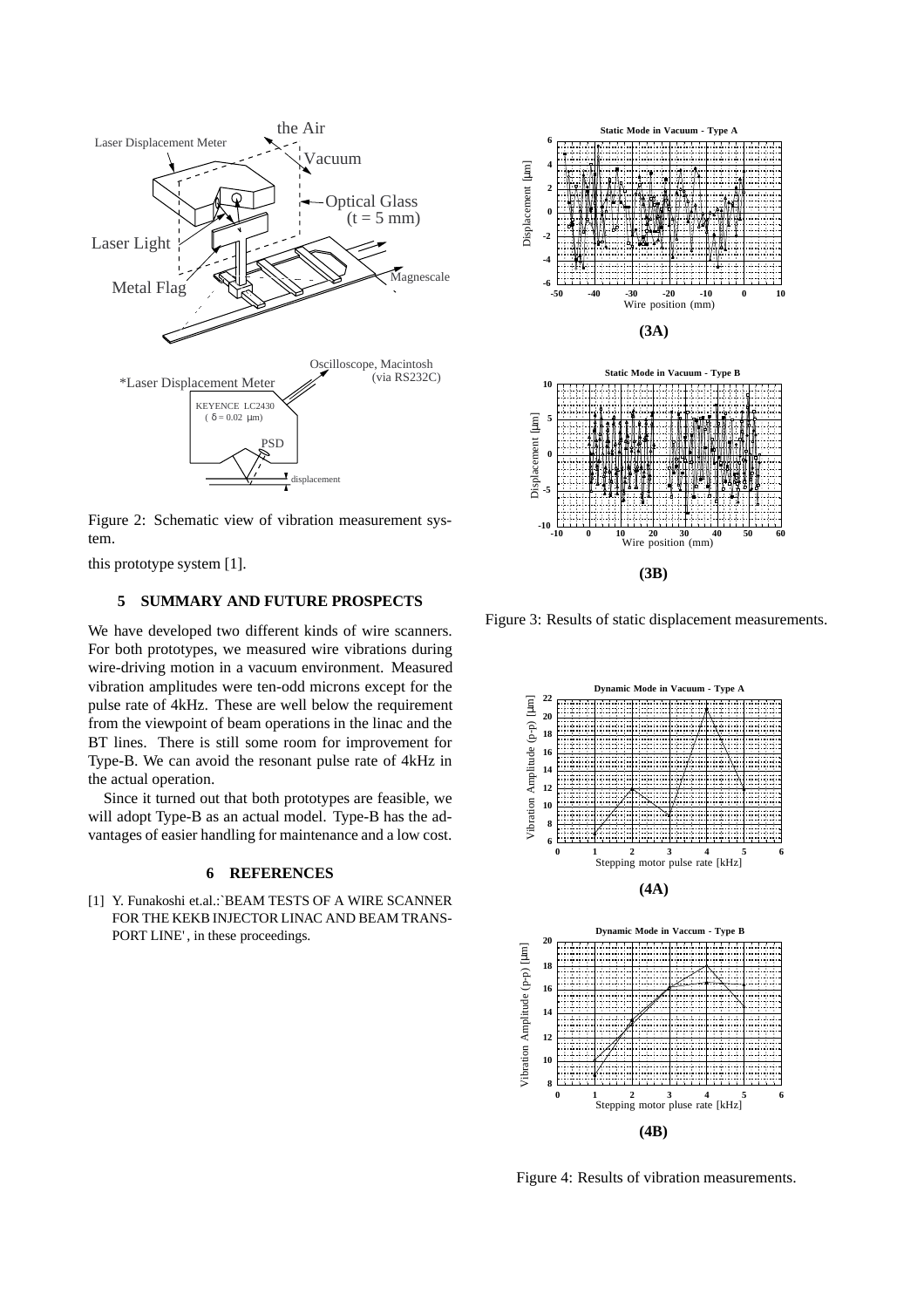the Air

Laser Displacement Meter

Vacuum

Optical Glass
(t = 5 mm)

Laser Light

Metal Flag

Magnescale

Oscilloscope, Macintosh
(via RS232C)

*Laser Displacement Meter

KEYENCE LC2430
( δ = 0.02 μm)

PSD

displacement

Figure 2: Schematic view of vibration measurement system.

this prototype system [1].

## 5 SUMMARY AND FUTURE PROSPECTS

We have developed two different kinds of wire scanners. For both prototypes, we measured wire vibrations during wire-driving motion in a vacuum environment. Measured vibration amplitudes were ten-odd microns except for the pulse rate of 4kHz. These are well below the requirement from the viewpoint of beam operations in the linac and the BT lines. There is still some room for improvement for Type-B. We can avoid the resonant pulse rate of 4kHz in the actual operation.

Since it turned out that both prototypes are feasible, we will adopt Type-B as an actual model. Type-B has the advantages of easier handling for maintenance and a low cost.

## 6 REFERENCES

[1] Y. Funakoshi et.al.:`BEAM TESTS OF A WIRE SCANNER FOR THE KEKB INJECTOR LINAC AND BEAM TRANSPORT LINE', in these proceedings.

Static Mode in Vacuum - Type A

Displacement [μm]

6
4
2
0
-2
-4
-6

-50 -40 -30 -20 -10 0 10

Wire position (mm)

**(3A)**

Static Mode in Vacuum - Type B

Displacement [μm]

10
5
0
-5
-10

-10 0 10 20 30 40 50 60

Wire position (mm)

**(3B)**

Figure 3: Results of static displacement measurements.

Dynamic Mode in Vacuum - Type A

Vibration Amplitude (p-p) [μm]

22
20
18
16
14
12
10
8
6

0 1 2 3 4 5 6

Stepping motor pulse rate [kHz]

**(4A)**

Dynamic Mode in Vaccum - Type B

Vibration Amplitude (p-p) [μm]

20
18
16
14
12
10
8

0 1 2 3 4 5 6

Stepping motor pluse rate [kHz]

**(4B)**

Figure 4: Results of vibration measurements.